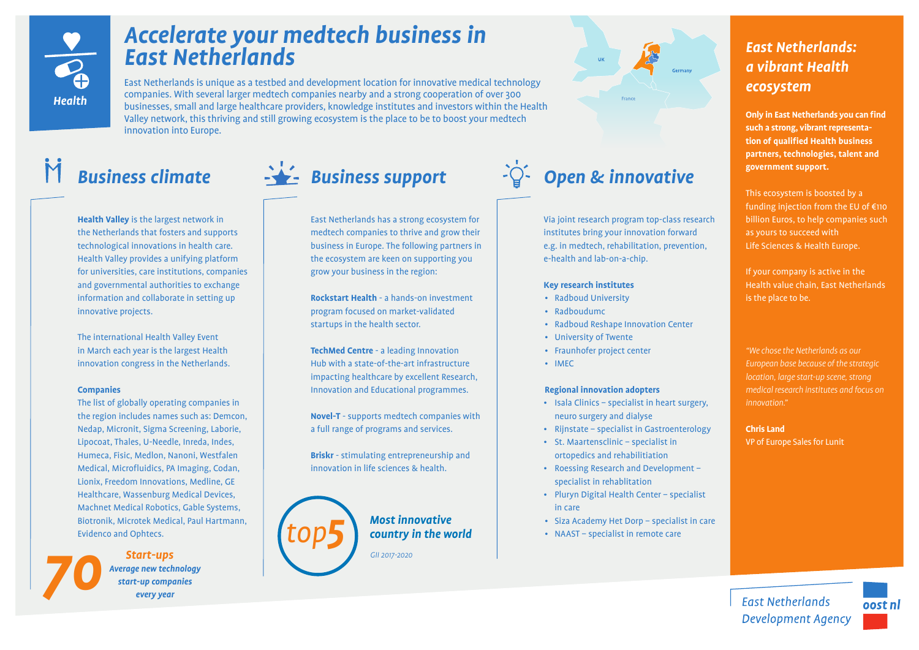Health

# Accelerate your medtech business in East Netherlands

East Netherlands is unique as a testbed and development location for innovative medical technology companies. With several larger medtech companies nearby and a strong cooperation of over 300 businesses, small and large healthcare providers, knowledge institutes and investors within the Health Valley network, this thriving and still growing ecosystem is the place to be to boost your medtech innovation into Europe.

UK · Germany · France

## Business climate

**Health Valley** is the largest network in the Netherlands that fosters and supports technological innovations in health care. Health Valley provides a unifying platform for universities, care institutions, companies and governmental authorities to exchange information and collaborate in setting up innovative projects.

The international Health Valley Event in March each year is the largest Health innovation congress in the Netherlands.

**Companies**
The list of globally operating companies in the region includes names such as: Demcon, Nedap, Micronit, Sigma Screening, Laborie, Lipocoat, Thales, U-Needle, Inreda, Indes, Humeca, Fisic, Medlon, Nanoni, Westfalen Medical, Microfluidics, PA Imaging, Codan, Lionix, Freedom Innovations, Medline, GE Healthcare, Wassenburg Medical Devices, Machnet Medical Robotics, Gable Systems, Biotronik, Microtek Medical, Paul Hartmann, Evidenco and Ophtecs.

**70** *Start-ups*
*Average new technology start-up companies every year*

## Business support

East Netherlands has a strong ecosystem for medtech companies to thrive and grow their business in Europe. The following partners in the ecosystem are keen on supporting you grow your business in the region:

**Rockstart Health** - a hands-on investment program focused on market-validated startups in the health sector.

**TechMed Centre** - a leading Innovation Hub with a state-of-the-art infrastructure impacting healthcare by excellent Research, Innovation and Educational programmes.

**Novel-T** - supports medtech companies with a full range of programs and services.

**Briskr** - stimulating entrepreneurship and innovation in life sciences & health.

**top5** *Most innovative country in the world*

*GII 2017-2020*

## Open & innovative

Via joint research program top-class research institutes bring your innovation forward e.g. in medtech, rehabilitation, prevention, e-health and lab-on-a-chip.

**Key research institutes**
- Radboud University
- Radboudumc
- Radboud Reshape Innovation Center
- University of Twente
- Fraunhofer project center
- IMEC

**Regional innovation adopters**
- Isala Clinics – specialist in heart surgery, neuro surgery and dialyse
- Rijnstate – specialist in Gastroenterology
- St. Maartensclinic – specialist in ortopedics and rehabilitiation
- Roessing Research and Development – specialist in rehabilitation
- Pluryn Digital Health Center – specialist in care
- Siza Academy Het Dorp – specialist in care
- NAAST – specialist in remote care

## East Netherlands: a vibrant Health ecosystem

**Only in East Netherlands you can find such a strong, vibrant representation of qualified Health business partners, technologies, talent and government support.**

This ecosystem is boosted by a funding injection from the EU of €110 billion Euros, to help companies such as yours to succeed with Life Sciences & Health Europe.

If your company is active in the Health value chain, East Netherlands is the place to be.

*"We chose the Netherlands as our European base because of the strategic location, large start-up scene, strong medical research institutes and focus on innovation."*

**Chris Land**
VP of Europe Sales for Lunit

East Netherlands Development Agency

oost nl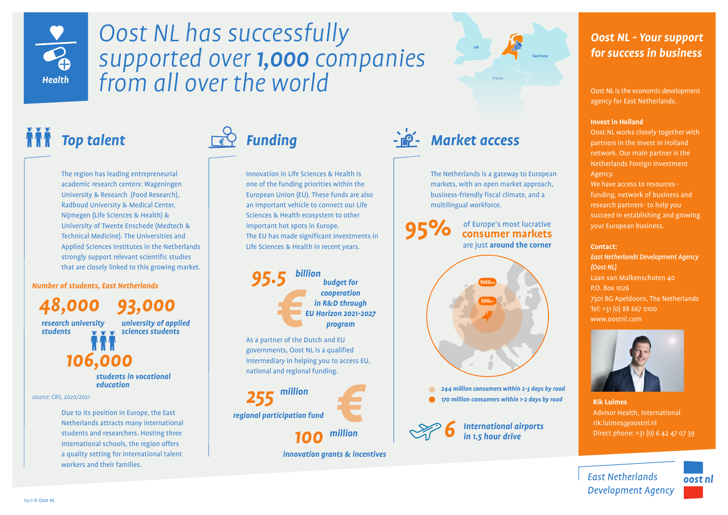Health

# Oost NL has successfully supported over **1,000** companies from all over the world

UK

Germany

France

## Top talent

The region has leading entrepreneurial academic research centers: Wageningen University & Research (Food Research), Radboud University & Medical Center, Nijmegen (Life Sciences & Health) & University of Twente Enschede (Medtech & Technical Medicine). The Universities and Applied Sciences Institutes in the Netherlands strongly support relevant scientific studies that are closely linked to this growing market.

***Number of students, East Netherlands***

**48,000**
*research university students*

**93,000**
*university of applied sciences students*

**106,000**
*students in vocational education*

*source: CBS, 2020/2021*

Due to its position in Europe, the East Netherlands attracts many international students and researchers. Hosting three international schools, the region offers a quality setting for international talent workers and their families.

## Funding

Innovation in Life Sciences & Health is one of the funding priorities within the European Union (EU). These funds are also an important vehicle to connect our Life Sciences & Health ecosystem to other important hot spots in Europe.
The EU has made significant investments in Life Sciences & Health in recent years.

**95.5** *billion budget for cooperation in R&D through EU Horizon 2021-2027 program*

As a partner of the Dutch and EU governments, Oost NL is a qualified intermediary in helping you to access EU, national and regional funding.

**255** *million regional participation fund*

**100** *million innovation grants & incentives*

## Market access

The Netherlands is a gateway to European markets, with an open market approach, business-friendly fiscal climate, and a multilingual workforce.

**95%** of Europe's most lucrative **consumer markets** are just **around the corner**

1000km

500km

*244 million consumers within 2-3 days by road*

*170 million consumers within 1-2 days by road*

**6** *International airports in 1.5 hour drive*

## Oost NL - Your support for success in business

Oost NL is the economic development agency for East Netherlands.

**Invest in Holland**
Oost NL works closely together with partners in the Invest In Holland network. Our main partner is the Netherlands Foreign Investment Agency.
We have access to resources - funding, network of business and research partners- to help you succeed in establishing and growing your European business.

**Contact:**
*East Netherlands Development Agency (Oost NL)*
Laan van Malkenschoten 40
P.O. Box 1026
7301 BG Apeldoorn, The Netherlands
Tel: +31 (0) 88 667 0100
www.oostnl.com

**Rik Luimes**
Advisor Health, International
rik.luimes@oostnl.nl
Direct phone: +31 (0) 6 42 47 07 39

*East Netherlands Development Agency*

oost nl

V4.0 © Oost NL